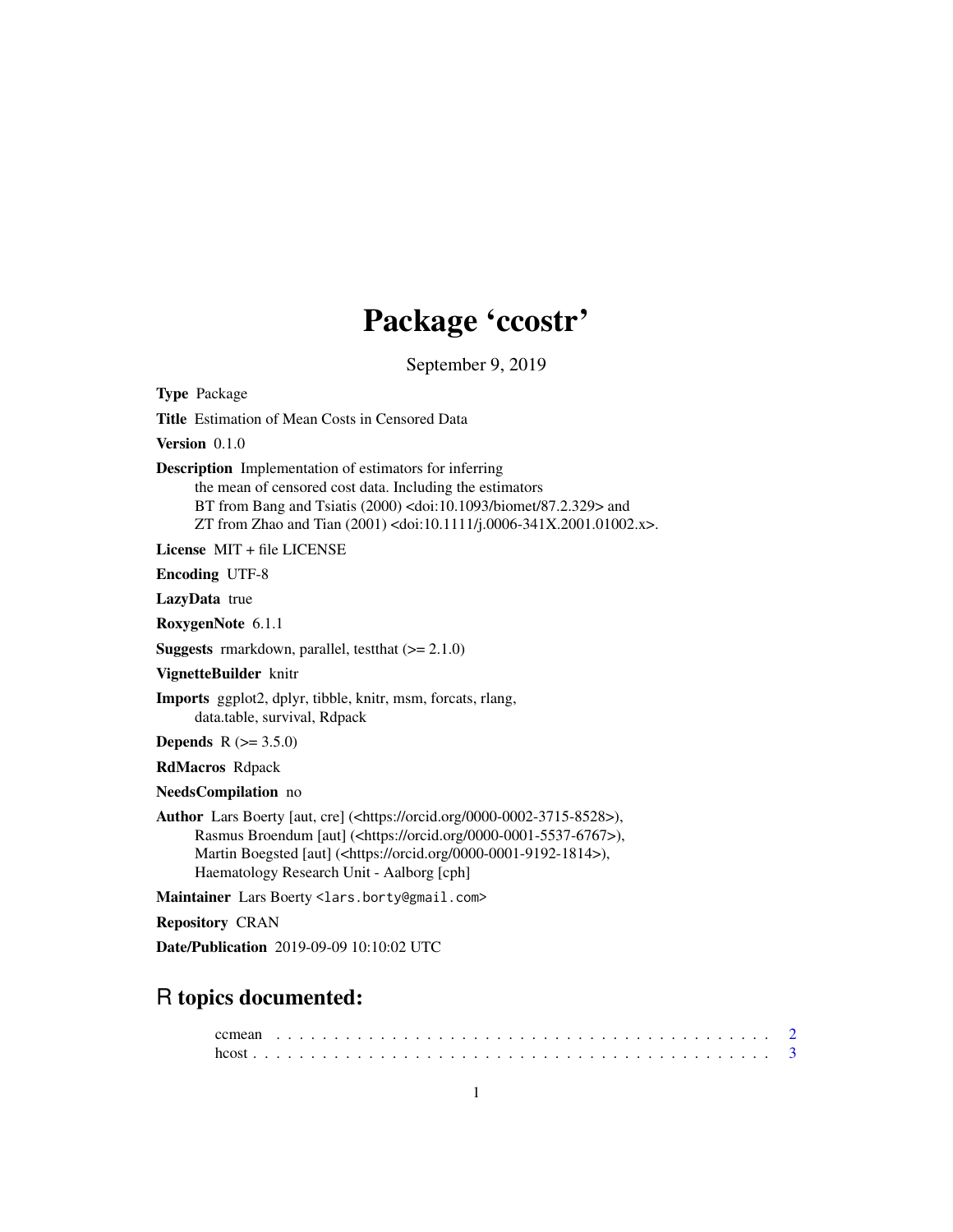# Package 'ccostr'

September 9, 2019

**Type** Package

**Title** Estimation of Mean Costs in Censored Data

**Version** 0.1.0

**Description** Implementation of estimators for inferring the mean of censored cost data. Including the estimators BT from Bang and Tsiatis (2000) <doi:10.1093/biomet/87.2.329> and ZT from Zhao and Tian (2001) <doi:10.1111/j.0006-341X.2001.01002.x>.

**License** MIT + file LICENSE

**Encoding** UTF-8

**LazyData** true

**RoxygenNote** 6.1.1

**Suggests** rmarkdown, parallel, testthat (>= 2.1.0)

**VignetteBuilder** knitr

**Imports** ggplot2, dplyr, tibble, knitr, msm, forcats, rlang, data.table, survival, Rdpack

**Depends** R (>= 3.5.0)

**RdMacros** Rdpack

**NeedsCompilation** no

**Author** Lars Boerty [aut, cre] (<https://orcid.org/0000-0002-3715-8528>), Rasmus Broendum [aut] (<https://orcid.org/0000-0001-5537-6767>), Martin Boegsted [aut] (<https://orcid.org/0000-0001-9192-1814>), Haematology Research Unit - Aalborg [cph]

**Maintainer** Lars Boerty <lars.borty@gmail.com>

**Repository** CRAN

**Date/Publication** 2019-09-09 10:10:02 UTC

## R topics documented:

ccmean . . . . . . . . . . . . . . . . . . . . . . . . . . . . . . . . . . . . . . . . . . 2
hcost . . . . . . . . . . . . . . . . . . . . . . . . . . . . . . . . . . . . . . . . . . . 3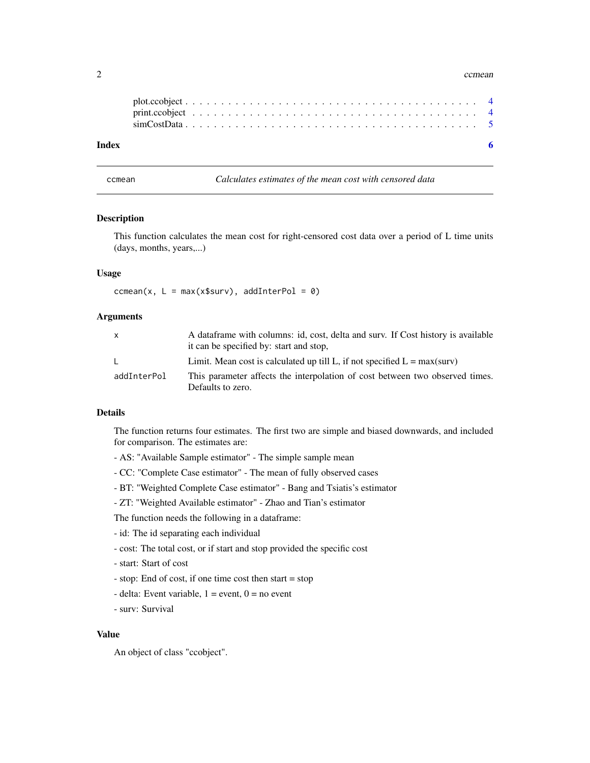plot.ccobject . . . . . . . . . . . . . . . . . . . . . . . . . . . . . . . . . . . . . . . 4
print.ccobject . . . . . . . . . . . . . . . . . . . . . . . . . . . . . . . . . . . . . . . 4
simCostData . . . . . . . . . . . . . . . . . . . . . . . . . . . . . . . . . . . . . . . 5

**Index** **6**

---

`ccmean` *Calculates estimates of the mean cost with censored data*

---

## Description

This function calculates the mean cost for right-censored cost data over a period of L time units (days, months, years,...)

## Usage

```
ccmean(x, L = max(x$surv), addInterPol = 0)
```

## Arguments

| | |
|---|---|
| `x` | A dataframe with columns: id, cost, delta and surv. If Cost history is available it can be specified by: start and stop, |
| `L` | Limit. Mean cost is calculated up till L, if not specified L = max(surv) |
| `addInterPol` | This parameter affects the interpolation of cost between two observed times. Defaults to zero. |

## Details

The function returns four estimates. The first two are simple and biased downwards, and included for comparison. The estimates are:

- AS: "Available Sample estimator" - The simple sample mean

- CC: "Complete Case estimator" - The mean of fully observed cases

- BT: "Weighted Complete Case estimator" - Bang and Tsiatis's estimator

- ZT: "Weighted Available estimator" - Zhao and Tian's estimator

The function needs the following in a dataframe:

- id: The id separating each individual

- cost: The total cost, or if start and stop provided the specific cost

- start: Start of cost

- stop: End of cost, if one time cost then start = stop

- delta: Event variable, 1 = event, 0 = no event

- surv: Survival

## Value

An object of class "ccobject".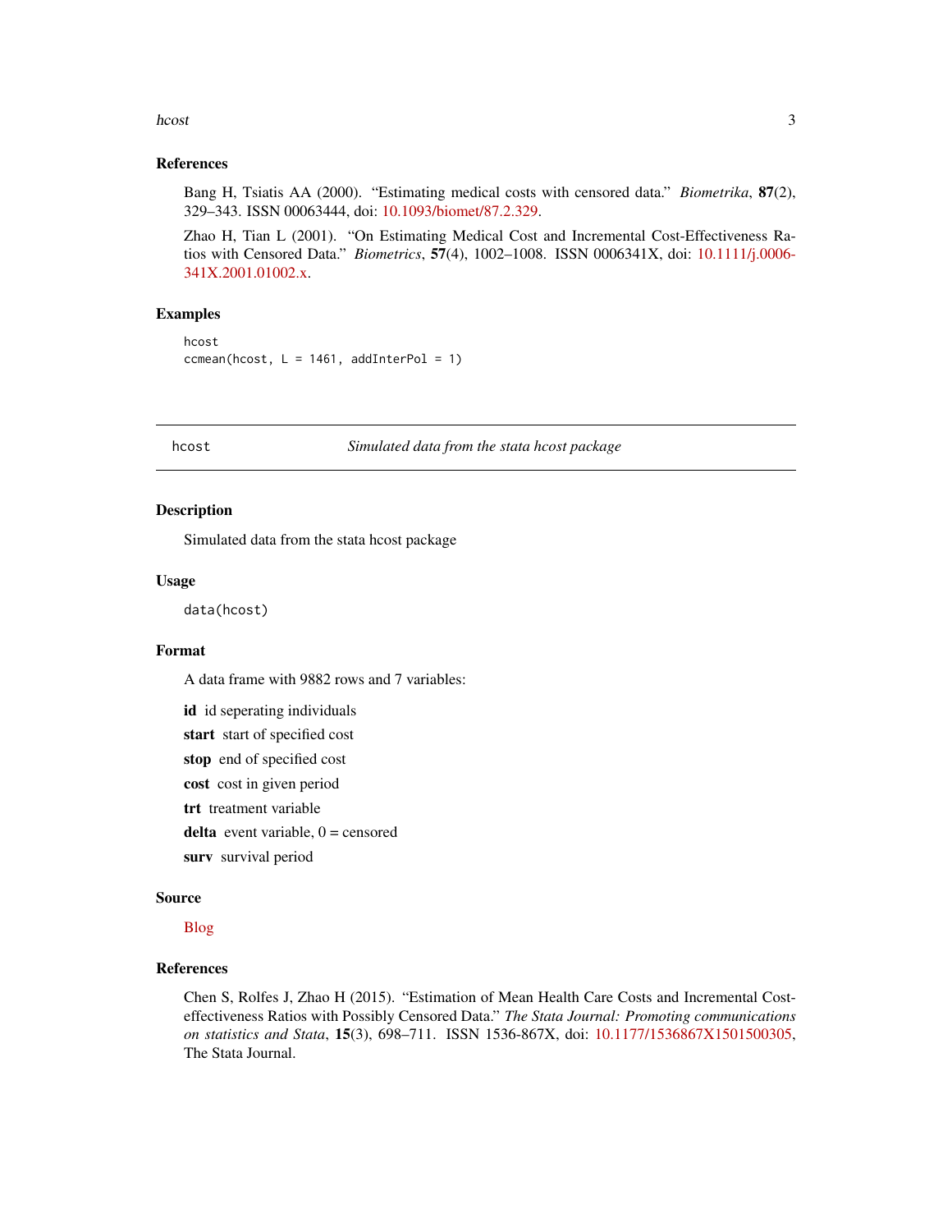## References

Bang H, Tsiatis AA (2000). "Estimating medical costs with censored data." *Biometrika*, **87**(2), 329–343. ISSN 00063444, doi: 10.1093/biomet/87.2.329.

Zhao H, Tian L (2001). "On Estimating Medical Cost and Incremental Cost-Effectiveness Ratios with Censored Data." *Biometrics*, **57**(4), 1002–1008. ISSN 0006341X, doi: 10.1111/j.0006-341X.2001.01002.x.

## Examples

```
hcost
ccmean(hcost, L = 1461, addInterPol = 1)
```

---

# hcost *Simulated data from the stata hcost package*

---

## Description

Simulated data from the stata hcost package

## Usage

```
data(hcost)
```

## Format

A data frame with 9882 rows and 7 variables:

**id** id seperating individuals

**start** start of specified cost

**stop** end of specified cost

**cost** cost in given period

**trt** treatment variable

**delta** event variable, 0 = censored

**surv** survival period

## Source

Blog

## References

Chen S, Rolfes J, Zhao H (2015). "Estimation of Mean Health Care Costs and Incremental Cost-effectiveness Ratios with Possibly Censored Data." *The Stata Journal: Promoting communications on statistics and Stata*, **15**(3), 698–711. ISSN 1536-867X, doi: 10.1177/1536867X1501500305, The Stata Journal.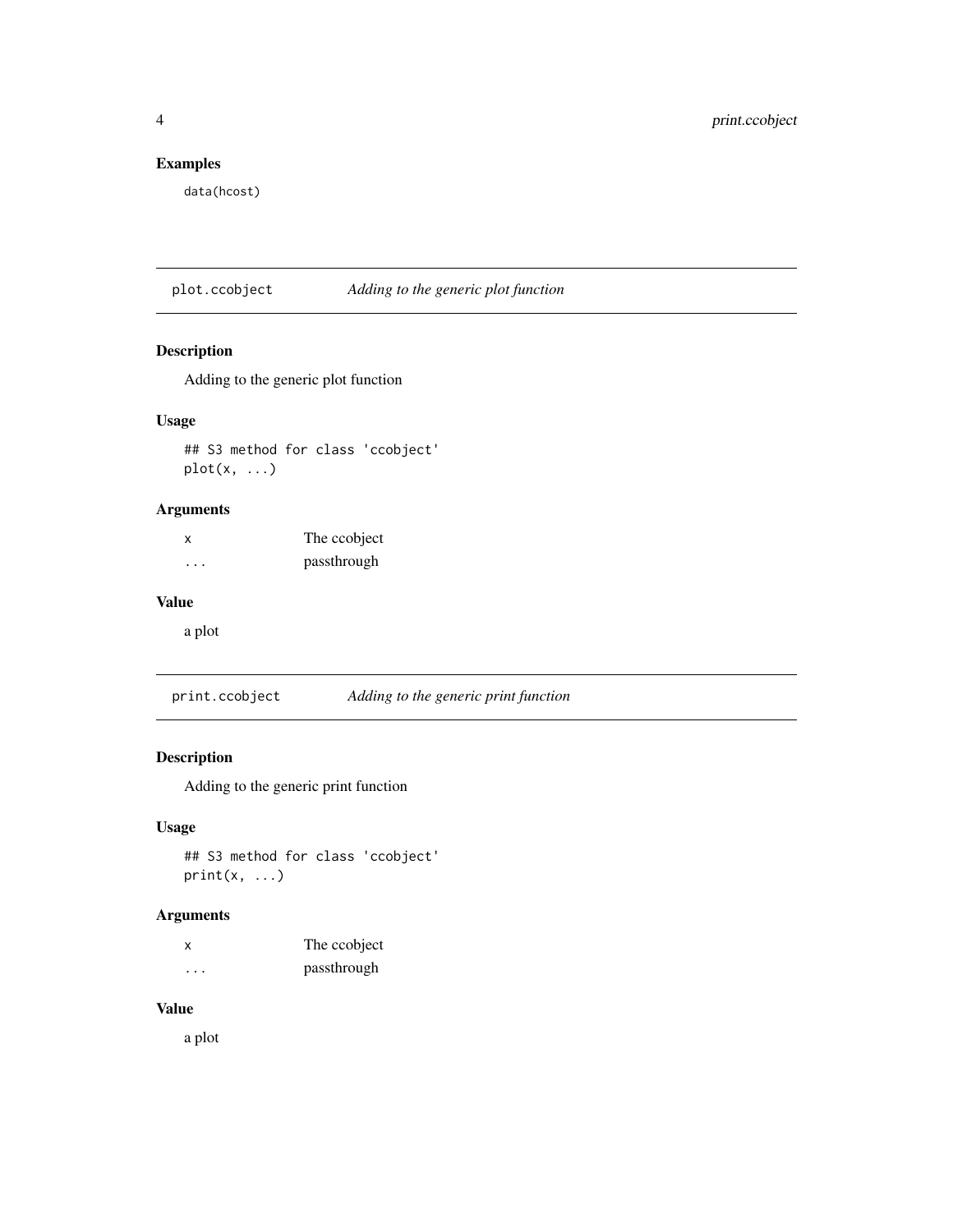## Examples

```
data(hcost)
```

---

# plot.ccobject — *Adding to the generic plot function*

## Description

Adding to the generic plot function

## Usage

```
## S3 method for class 'ccobject'
plot(x, ...)
```

## Arguments

| | |
|---|---|
| x | The ccobject |
| ... | passthrough |

## Value

a plot

---

# print.ccobject — *Adding to the generic print function*

## Description

Adding to the generic print function

## Usage

```
## S3 method for class 'ccobject'
print(x, ...)
```

## Arguments

| | |
|---|---|
| x | The ccobject |
| ... | passthrough |

## Value

a plot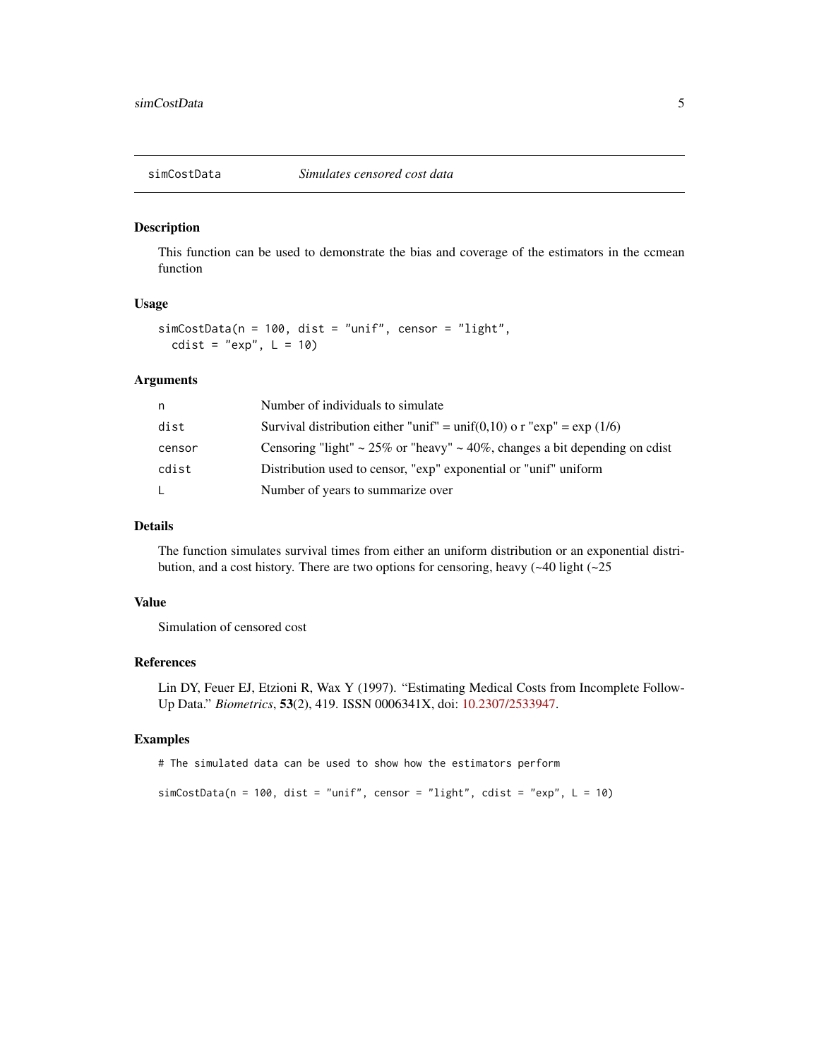simCostData *Simulates censored cost data*

## Description

This function can be used to demonstrate the bias and coverage of the estimators in the ccmean function

## Usage

```
simCostData(n = 100, dist = "unif", censor = "light",
  cdist = "exp", L = 10)
```

## Arguments

| | |
|---|---|
| n | Number of individuals to simulate |
| dist | Survival distribution either "unif" = unif(0,10) o r "exp" = exp (1/6) |
| censor | Censoring "light" ~ 25% or "heavy" ~ 40%, changes a bit depending on cdist |
| cdist | Distribution used to censor, "exp" exponential or "unif" uniform |
| L | Number of years to summarize over |

## Details

The function simulates survival times from either an uniform distribution or an exponential distribution, and a cost history. There are two options for censoring, heavy (~40 light (~25

## Value

Simulation of censored cost

## References

Lin DY, Feuer EJ, Etzioni R, Wax Y (1997). "Estimating Medical Costs from Incomplete Follow-Up Data." *Biometrics*, **53**(2), 419. ISSN 0006341X, doi: 10.2307/2533947.

## Examples

```
# The simulated data can be used to show how the estimators perform

simCostData(n = 100, dist = "unif", censor = "light", cdist = "exp", L = 10)
```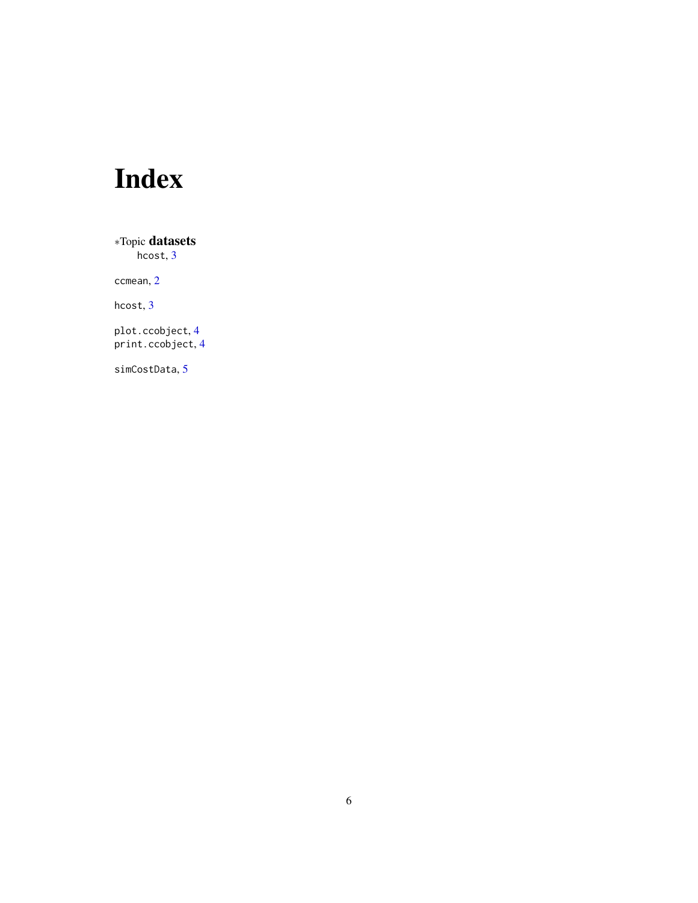# Index

*Topic **datasets**
    hcost, 3

ccmean, 2

hcost, 3

plot.ccobject, 4
print.ccobject, 4

simCostData, 5